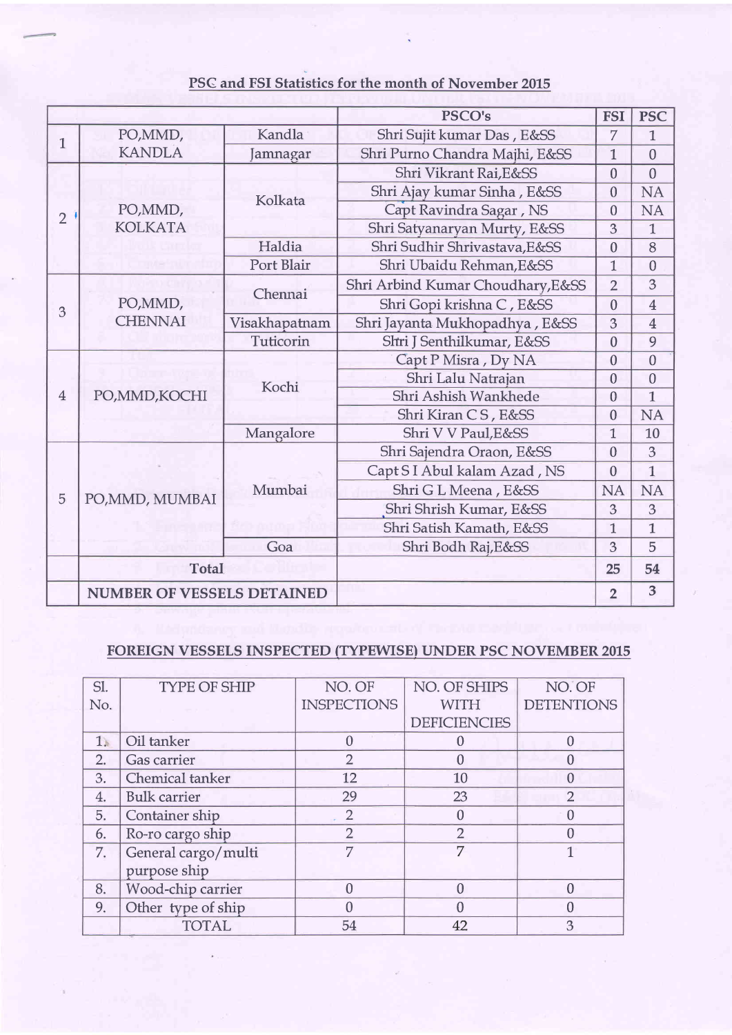## PSC and FSI Statistics for the month of November 2015

| | | | PSCO's | FSI | PSC |
|---|---|---|---|---|---|
| 1 | PO,MMD, KANDLA | Kandla | Shri Sujit kumar Das , E&SS | 7 | 1 |
| | | Jamnagar | Shri Purno Chandra Majhi, E&SS | 1 | 0 |
| 2 | PO,MMD, KOLKATA | Kolkata | Shri Vikrant Rai,E&SS | 0 | 0 |
| | | | Shri Ajay kumar Sinha , E&SS | 0 | NA |
| | | | Capt Ravindra Sagar , NS | 0 | NA |
| | | | Shri Satyanaryan Murty, E&SS | 3 | 1 |
| | | Haldia | Shri Sudhir Shrivastava,E&SS | 0 | 8 |
| | | Port Blair | Shri Ubaidu Rehman,E&SS | 1 | 0 |
| 3 | PO,MMD, CHENNAI | Chennai | Shri Arbind Kumar Choudhary,E&SS | 2 | 3 |
| | | | Shri Gopi krishna C , E&SS | 0 | 4 |
| | | Visakhapatnam | Shri Jayanta Mukhopadhya , E&SS | 3 | 4 |
| | | Tuticorin | Shri J Senthilkumar, E&SS | 0 | 9 |
| 4 | PO,MMD,KOCHI | Kochi | Capt P Misra , Dy NA | 0 | 0 |
| | | | Shri Lalu Natrajan | 0 | 0 |
| | | | Shri Ashish Wankhede | 0 | 1 |
| | | | Shri Kiran C S , E&SS | 0 | NA |
| | | Mangalore | Shri V V Paul,E&SS | 1 | 10 |
| 5 | PO,MMD, MUMBAI | Mumbai | Shri Sajendra Oraon, E&SS | 0 | 3 |
| | | | Capt S I Abul kalam Azad , NS | 0 | 1 |
| | | | Shri G L Meena , E&SS | NA | NA |
| | | | Shri Shrish Kumar, E&SS | 3 | 3 |
| | | | Shri Satish Kamath, E&SS | 1 | 1 |
| | | Goa | Shri Bodh Raj,E&SS | 3 | 5 |
| | Total | | | 25 | 54 |
| | NUMBER OF VESSELS DETAINED | | | 2 | 3 |

## FOREIGN VESSELS INSPECTED (TYPEWISE) UNDER PSC NOVEMBER 2015

| Sl. No. | TYPE OF SHIP | NO. OF INSPECTIONS | NO. OF SHIPS WITH DEFICIENCIES | NO. OF DETENTIONS |
|---|---|---|---|---|
| 1. | Oil tanker | 0 | 0 | 0 |
| 2. | Gas carrier | 2 | 0 | 0 |
| 3. | Chemical tanker | 12 | 10 | 0 |
| 4. | Bulk carrier | 29 | 23 | 2 |
| 5. | Container ship | 2 | 0 | 0 |
| 6. | Ro-ro cargo ship | 2 | 2 | 0 |
| 7. | General cargo/multi purpose ship | 7 | 7 | 1 |
| 8. | Wood-chip carrier | 0 | 0 | 0 |
| 9. | Other type of ship | 0 | 0 | 0 |
| | TOTAL | 54 | 42 | 3 |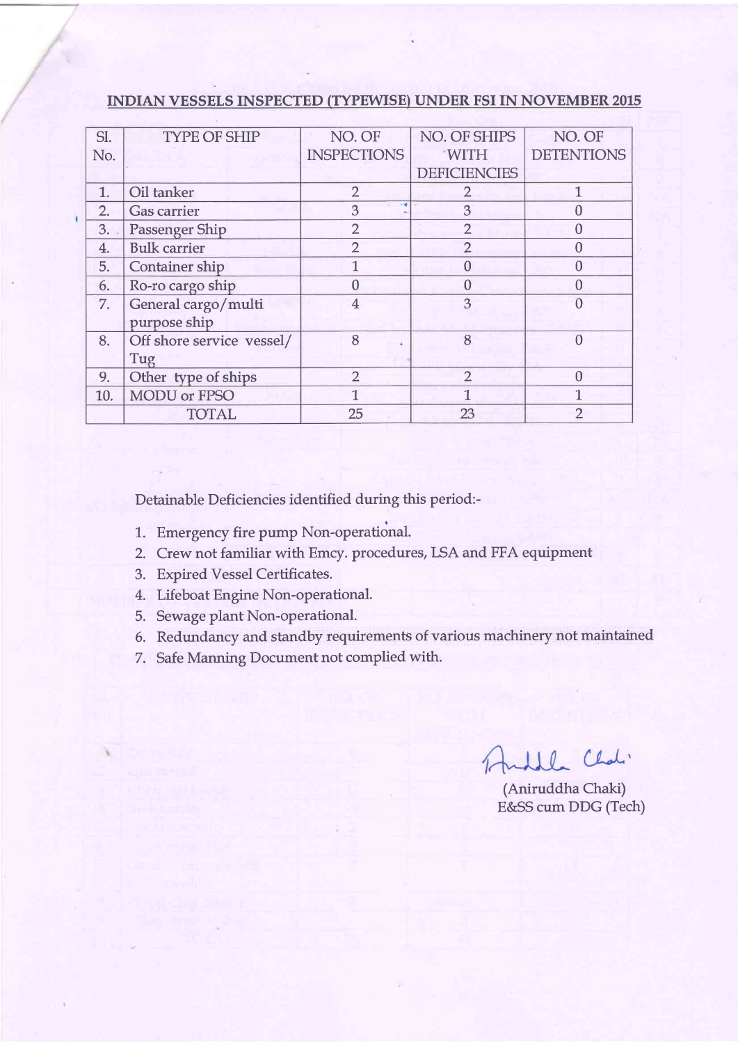## INDIAN VESSELS INSPECTED (TYPEWISE) UNDER FSI IN NOVEMBER 2015

| Sl. No. | TYPE OF SHIP | NO. OF INSPECTIONS | NO. OF SHIPS WITH DEFICIENCIES | NO. OF DETENTIONS |
|---|---|---|---|---|
| 1. | Oil tanker | 2 | 2 | 1 |
| 2. | Gas carrier | 3 | 3 | 0 |
| 3. | Passenger Ship | 2 | 2 | 0 |
| 4. | Bulk carrier | 2 | 2 | 0 |
| 5. | Container ship | 1 | 0 | 0 |
| 6. | Ro-ro cargo ship | 0 | 0 | 0 |
| 7. | General cargo/multi purpose ship | 4 | 3 | 0 |
| 8. | Off shore service vessel/ Tug | 8 | 8 | 0 |
| 9. | Other type of ships | 2 | 2 | 0 |
| 10. | MODU or FPSO | 1 | 1 | 1 |
| | TOTAL | 25 | 23 | 2 |

Detainable Deficiencies identified during this period:-

1. Emergency fire pump Non-operational.
2. Crew not familiar with Emcy. procedures, LSA and FFA equipment
3. Expired Vessel Certificates.
4. Lifeboat Engine Non-operational.
5. Sewage plant Non-operational.
6. Redundancy and standby requirements of various machinery not maintained
7. Safe Manning Document not complied with.

(Aniruddha Chaki)
E&SS cum DDG (Tech)